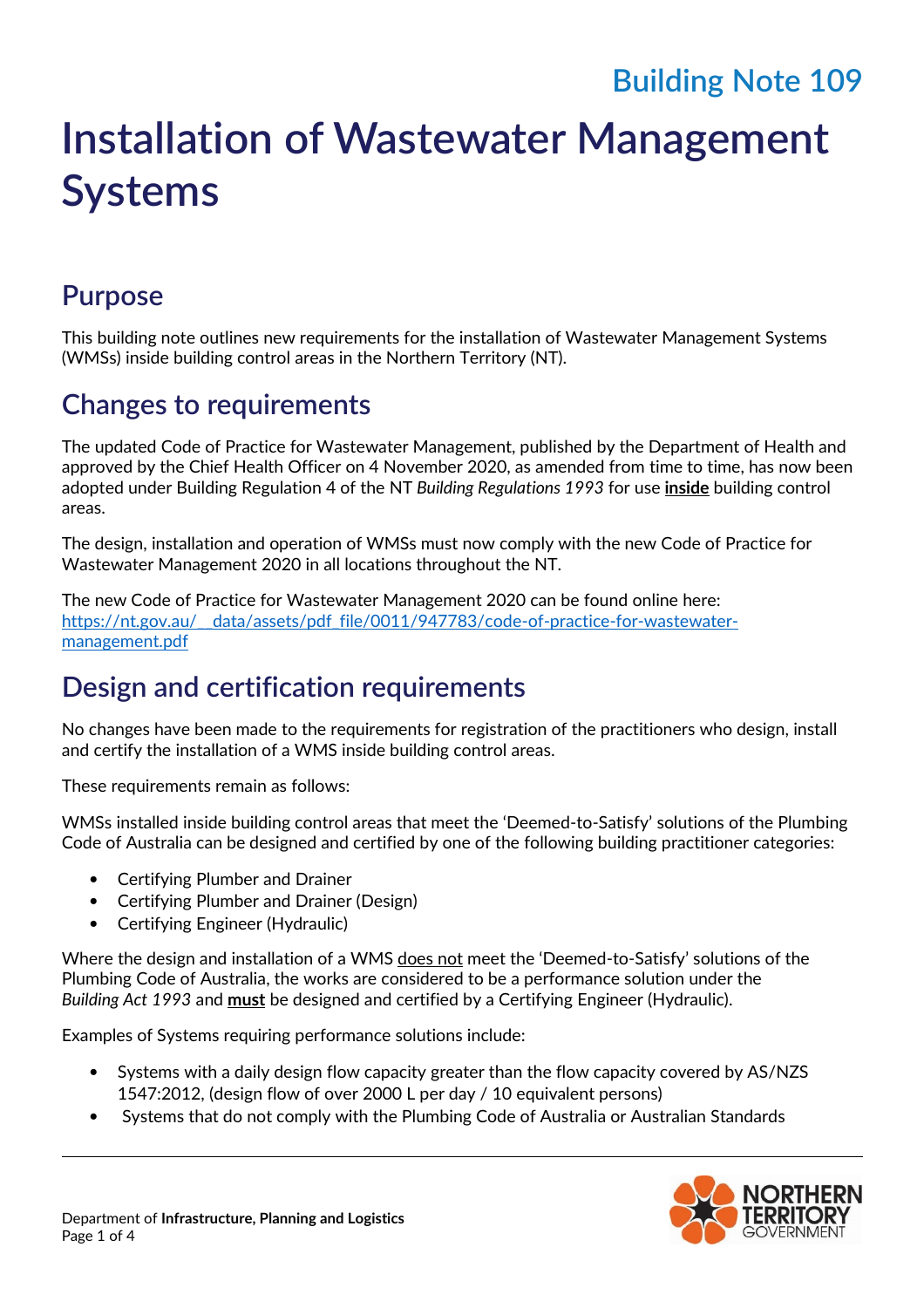Building Note 109

# Installation of Wastewater Management Systems

## Purpose

This building note outlines new requirements for the installation of Wastewater Management Systems (WMSs) inside building control areas in the Northern Territory (NT).

## Changes to requirements

The updated Code of Practice for Wastewater Management, published by the Department of Health and approved by the Chief Health Officer on 4 November 2020, as amended from time to time, has now been adopted under Building Regulation 4 of the NT *Building Regulations 1993* for use **inside** building control areas.

The design, installation and operation of WMSs must now comply with the new Code of Practice for Wastewater Management 2020 in all locations throughout the NT.

The new Code of Practice for Wastewater Management 2020 can be found online here: [https://nt.gov.au/__data/assets/pdf_file/0011/947783/code-of-practice-for-wastewater-management.pdf](https://nt.gov.au/__data/assets/pdf_file/0011/947783/code-of-practice-for-wastewater-management.pdf)

## Design and certification requirements

No changes have been made to the requirements for registration of the practitioners who design, install and certify the installation of a WMS inside building control areas.

These requirements remain as follows:

WMSs installed inside building control areas that meet the 'Deemed-to-Satisfy' solutions of the Plumbing Code of Australia can be designed and certified by one of the following building practitioner categories:

- Certifying Plumber and Drainer
- Certifying Plumber and Drainer (Design)
- Certifying Engineer (Hydraulic)

Where the design and installation of a WMS does not meet the 'Deemed-to-Satisfy' solutions of the Plumbing Code of Australia, the works are considered to be a performance solution under the *Building Act 1993* and **must** be designed and certified by a Certifying Engineer (Hydraulic).

Examples of Systems requiring performance solutions include:

- Systems with a daily design flow capacity greater than the flow capacity covered by AS/NZS 1547:2012, (design flow of over 2000 L per day / 10 equivalent persons)
- Systems that do not comply with the Plumbing Code of Australia or Australian Standards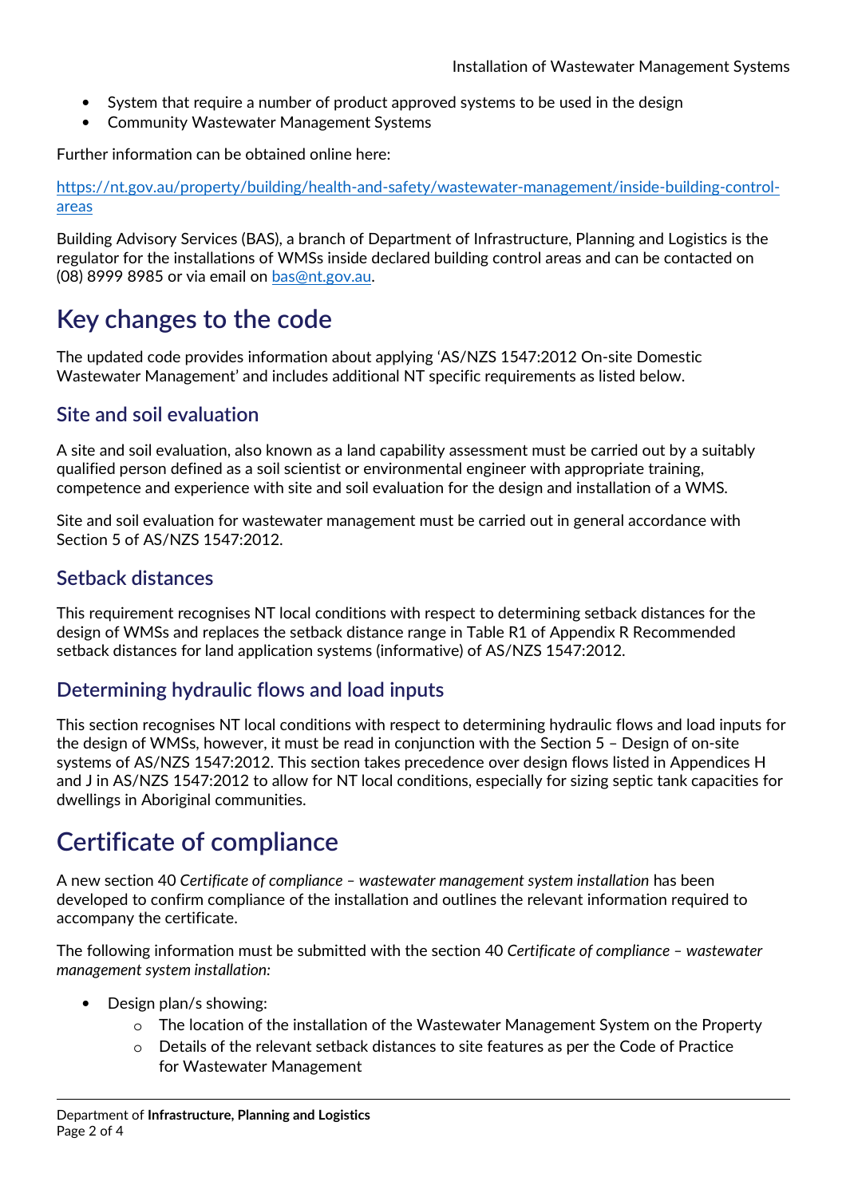- System that require a number of product approved systems to be used in the design
- Community Wastewater Management Systems

Further information can be obtained online here:

[https://nt.gov.au/property/building/health-and-safety/wastewater-management/inside-building-control-areas](https://nt.gov.au/property/building/health-and-safety/wastewater-management/inside-building-control-areas)

Building Advisory Services (BAS), a branch of Department of Infrastructure, Planning and Logistics is the regulator for the installations of WMSs inside declared building control areas and can be contacted on (08) 8999 8985 or via email on [bas@nt.gov.au](mailto:bas@nt.gov.au).

# Key changes to the code

The updated code provides information about applying 'AS/NZS 1547:2012 On-site Domestic Wastewater Management' and includes additional NT specific requirements as listed below.

## Site and soil evaluation

A site and soil evaluation, also known as a land capability assessment must be carried out by a suitably qualified person defined as a soil scientist or environmental engineer with appropriate training, competence and experience with site and soil evaluation for the design and installation of a WMS.

Site and soil evaluation for wastewater management must be carried out in general accordance with Section 5 of AS/NZS 1547:2012.

## Setback distances

This requirement recognises NT local conditions with respect to determining setback distances for the design of WMSs and replaces the setback distance range in Table R1 of Appendix R Recommended setback distances for land application systems (informative) of AS/NZS 1547:2012.

## Determining hydraulic flows and load inputs

This section recognises NT local conditions with respect to determining hydraulic flows and load inputs for the design of WMSs, however, it must be read in conjunction with the Section 5 – Design of on-site systems of AS/NZS 1547:2012. This section takes precedence over design flows listed in Appendices H and J in AS/NZS 1547:2012 to allow for NT local conditions, especially for sizing septic tank capacities for dwellings in Aboriginal communities.

# Certificate of compliance

A new section 40 *Certificate of compliance – wastewater management system installation* has been developed to confirm compliance of the installation and outlines the relevant information required to accompany the certificate.

The following information must be submitted with the section 40 *Certificate of compliance – wastewater management system installation:*

- Design plan/s showing:
    - The location of the installation of the Wastewater Management System on the Property
    - Details of the relevant setback distances to site features as per the Code of Practice for Wastewater Management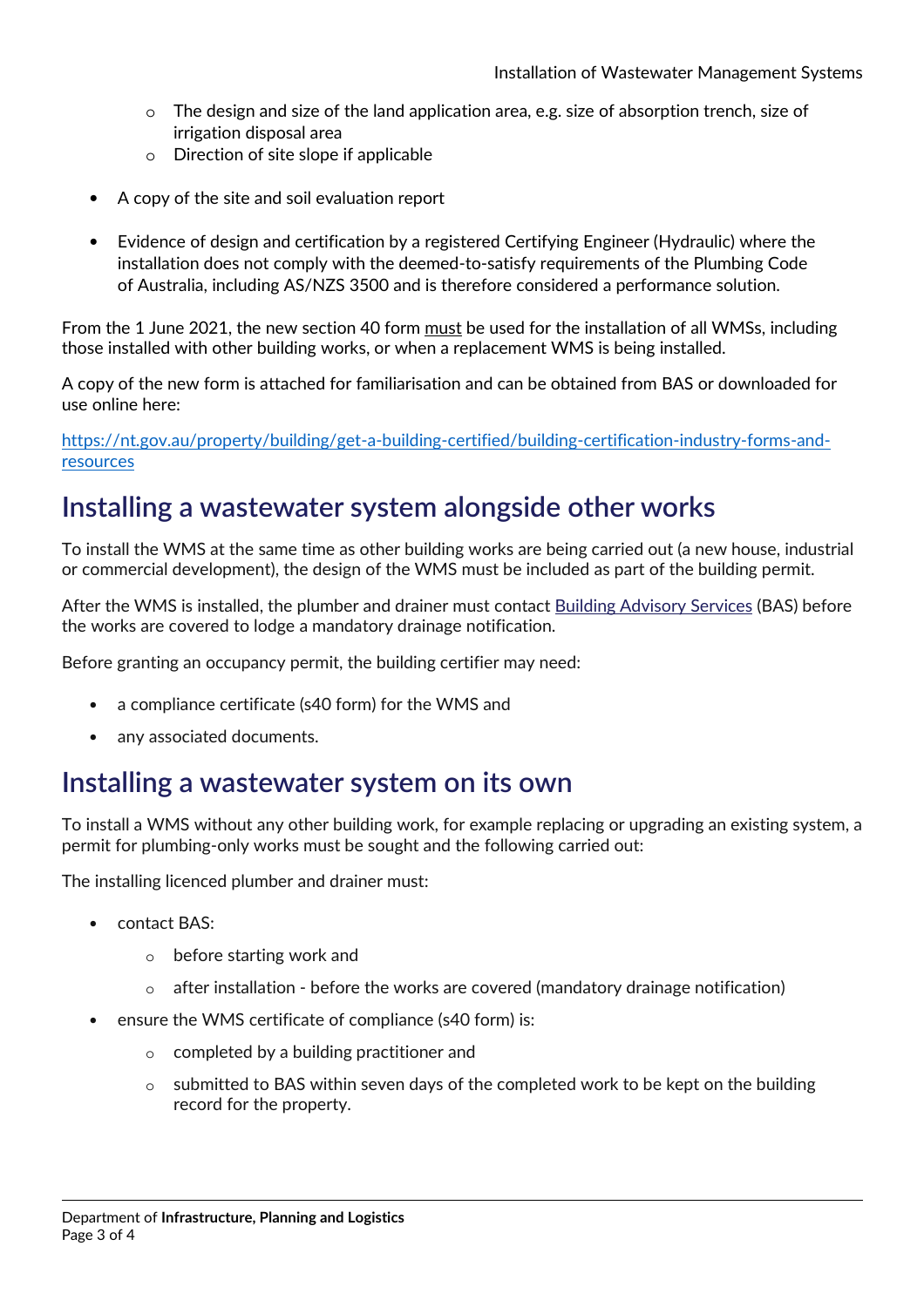- The design and size of the land application area, e.g. size of absorption trench, size of irrigation disposal area
    - Direction of site slope if applicable

- A copy of the site and soil evaluation report

- Evidence of design and certification by a registered Certifying Engineer (Hydraulic) where the installation does not comply with the deemed-to-satisfy requirements of the Plumbing Code of Australia, including AS/NZS 3500 and is therefore considered a performance solution.

From the 1 June 2021, the new section 40 form must be used for the installation of all WMSs, including those installed with other building works, or when a replacement WMS is being installed.

A copy of the new form is attached for familiarisation and can be obtained from BAS or downloaded for use online here:

[https://nt.gov.au/property/building/get-a-building-certified/building-certification-industry-forms-and-resources](https://nt.gov.au/property/building/get-a-building-certified/building-certification-industry-forms-and-resources)

## Installing a wastewater system alongside other works

To install the WMS at the same time as other building works are being carried out (a new house, industrial or commercial development), the design of the WMS must be included as part of the building permit.

After the WMS is installed, the plumber and drainer must contact Building Advisory Services (BAS) before the works are covered to lodge a mandatory drainage notification.

Before granting an occupancy permit, the building certifier may need:

- a compliance certificate (s40 form) for the WMS and
- any associated documents.

## Installing a wastewater system on its own

To install a WMS without any other building work, for example replacing or upgrading an existing system, a permit for plumbing-only works must be sought and the following carried out:

The installing licenced plumber and drainer must:

- contact BAS:
    - before starting work and
    - after installation - before the works are covered (mandatory drainage notification)
- ensure the WMS certificate of compliance (s40 form) is:
    - completed by a building practitioner and
    - submitted to BAS within seven days of the completed work to be kept on the building record for the property.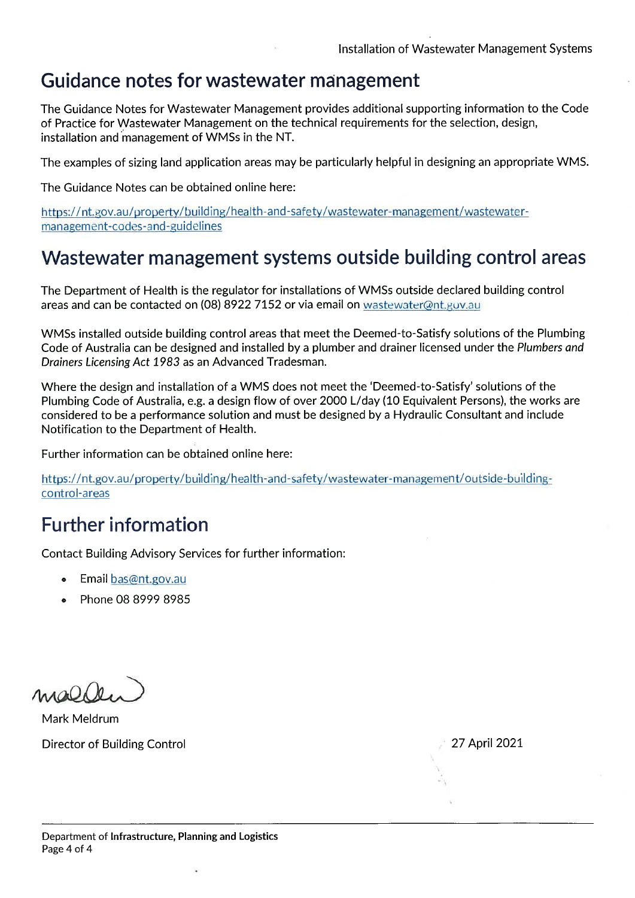## Guidance notes for wastewater management

The Guidance Notes for Wastewater Management provides additional supporting information to the Code of Practice for Wastewater Management on the technical requirements for the selection, design, installation and management of WMSs in the NT.

The examples of sizing land application areas may be particularly helpful in designing an appropriate WMS.

The Guidance Notes can be obtained online here:

https://nt.gov.au/property/building/health-and-safety/wastewater-management/wastewater-management-codes-and-guidelines

## Wastewater management systems outside building control areas

The Department of Health is the regulator for installations of WMSs outside declared building control areas and can be contacted on (08) 8922 7152 or via email on wastewater@nt.gov.au

WMSs installed outside building control areas that meet the Deemed-to-Satisfy solutions of the Plumbing Code of Australia can be designed and installed by a plumber and drainer licensed under the *Plumbers and Drainers Licensing Act 1983* as an Advanced Tradesman.

Where the design and installation of a WMS does not meet the 'Deemed-to-Satisfy' solutions of the Plumbing Code of Australia, e.g. a design flow of over 2000 L/day (10 Equivalent Persons), the works are considered to be a performance solution and must be designed by a Hydraulic Consultant and include Notification to the Department of Health.

Further information can be obtained online here:

https://nt.gov.au/property/building/health-and-safety/wastewater-management/outside-building-control-areas

## Further information

Contact Building Advisory Services for further information:

- Email bas@nt.gov.au
- Phone 08 8999 8985

Mark Meldrum

Director of Building Control

27 April 2021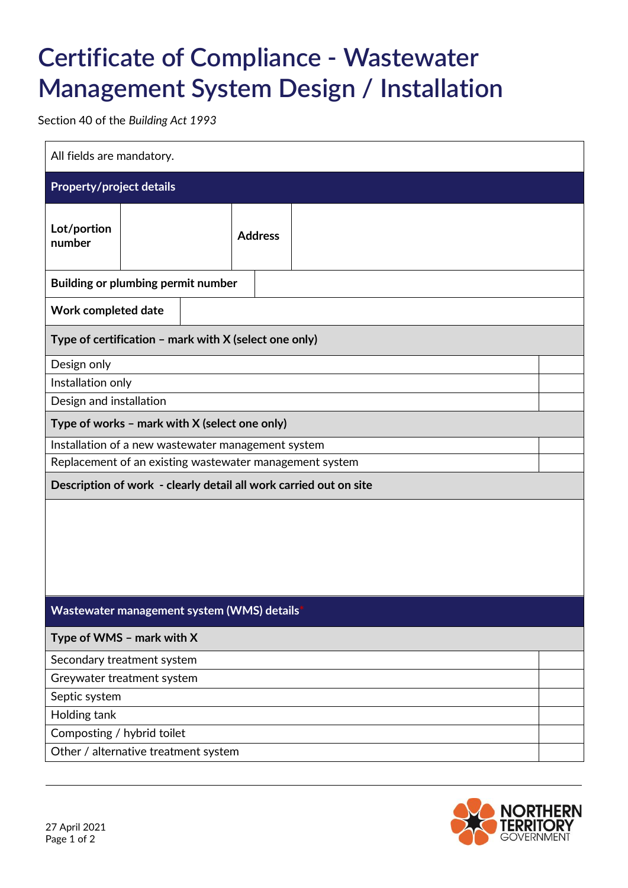# Certificate of Compliance - Wastewater Management System Design / Installation

Section 40 of the *Building Act 1993*

All fields are mandatory.

| **Property/project details** | | | |
|---|---|---|---|
| **Lot/portion number** | | **Address** | |
| **Building or plumbing permit number** | | | |
| **Work completed date** | | | |

| **Type of certification – mark with X (select one only)** | |
|---|---|
| Design only | |
| Installation only | |
| Design and installation | |

| **Type of works – mark with X (select one only)** | |
|---|---|
| Installation of a new wastewater management system | |
| Replacement of an existing wastewater management system | |

| **Description of work - clearly detail all work carried out on site** |
|---|
| |

| **Wastewater management system (WMS) details*** | |
|---|---|
| **Type of WMS – mark with X** | |
| Secondary treatment system | |
| Greywater treatment system | |
| Septic system | |
| Holding tank | |
| Composting / hybrid toilet | |
| Other / alternative treatment system | |

27 April 2021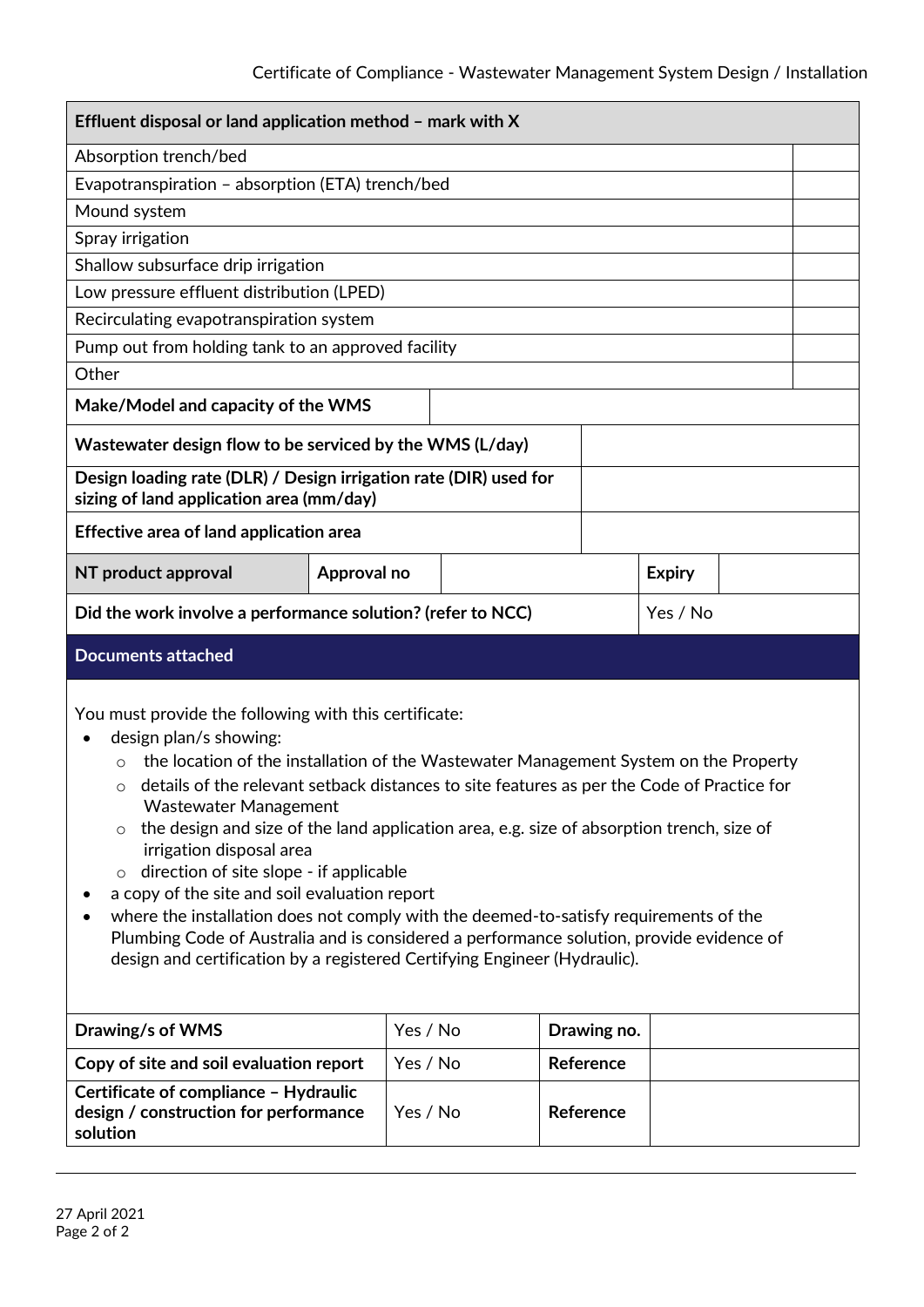| Effluent disposal or land application method – mark with X | |
|---|---|
| Absorption trench/bed | |
| Evapotranspiration – absorption (ETA) trench/bed | |
| Mound system | |
| Spray irrigation | |
| Shallow subsurface drip irrigation | |
| Low pressure effluent distribution (LPED) | |
| Recirculating evapotranspiration system | |
| Pump out from holding tank to an approved facility | |
| Other | |

| **Make/Model and capacity of the WMS** | |
|---|---|

| **Wastewater design flow to be serviced by the WMS (L/day)** | |
|---|---|
| **Design loading rate (DLR) / Design irrigation rate (DIR) used for sizing of land application area (mm/day)** | |
| **Effective area of land application area** | |

| **NT product approval** | **Approval no** | | **Expiry** | |
|---|---|---|---|---|

| **Did the work involve a performance solution? (refer to NCC)** | Yes / No |
|---|---|

## Documents attached

You must provide the following with this certificate:

- design plan/s showing:
  - the location of the installation of the Wastewater Management System on the Property
  - details of the relevant setback distances to site features as per the Code of Practice for Wastewater Management
  - the design and size of the land application area, e.g. size of absorption trench, size of irrigation disposal area
  - direction of site slope - if applicable
- a copy of the site and soil evaluation report
- where the installation does not comply with the deemed-to-satisfy requirements of the Plumbing Code of Australia and is considered a performance solution, provide evidence of design and certification by a registered Certifying Engineer (Hydraulic).

| **Drawing/s of WMS** | Yes / No | **Drawing no.** | |
|---|---|---|---|
| **Copy of site and soil evaluation report** | Yes / No | **Reference** | |
| **Certificate of compliance – Hydraulic design / construction for performance solution** | Yes / No | **Reference** | |

27 April 2021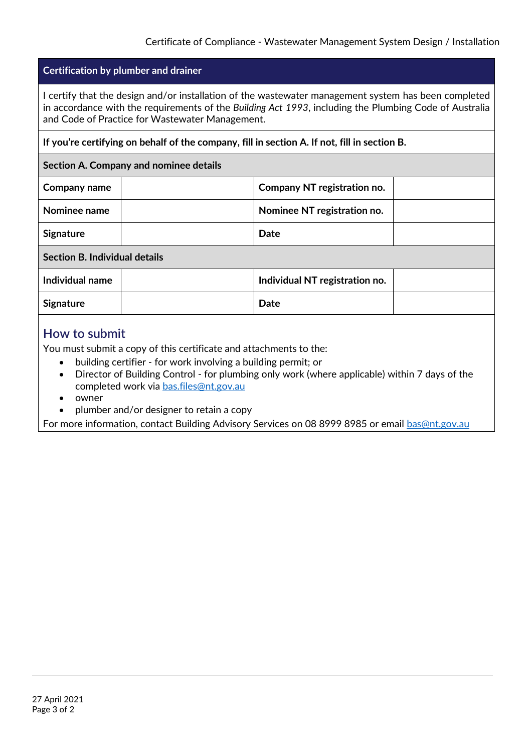## Certification by plumber and drainer

I certify that the design and/or installation of the wastewater management system has been completed in accordance with the requirements of the *Building Act 1993*, including the Plumbing Code of Australia and Code of Practice for Wastewater Management.

**If you're certifying on behalf of the company, fill in section A. If not, fill in section B.**

### Section A. Company and nominee details

| | | | |
|---|---|---|---|
| **Company name** | | **Company NT registration no.** | |
| **Nominee name** | | **Nominee NT registration no.** | |
| **Signature** | | **Date** | |

### Section B. Individual details

| | | | |
|---|---|---|---|
| **Individual name** | | **Individual NT registration no.** | |
| **Signature** | | **Date** | |

## How to submit

You must submit a copy of this certificate and attachments to the:

- building certifier - for work involving a building permit; or
- Director of Building Control - for plumbing only work (where applicable) within 7 days of the completed work via bas.files@nt.gov.au
- owner
- plumber and/or designer to retain a copy

For more information, contact Building Advisory Services on 08 8999 8985 or email bas@nt.gov.au

27 April 2021